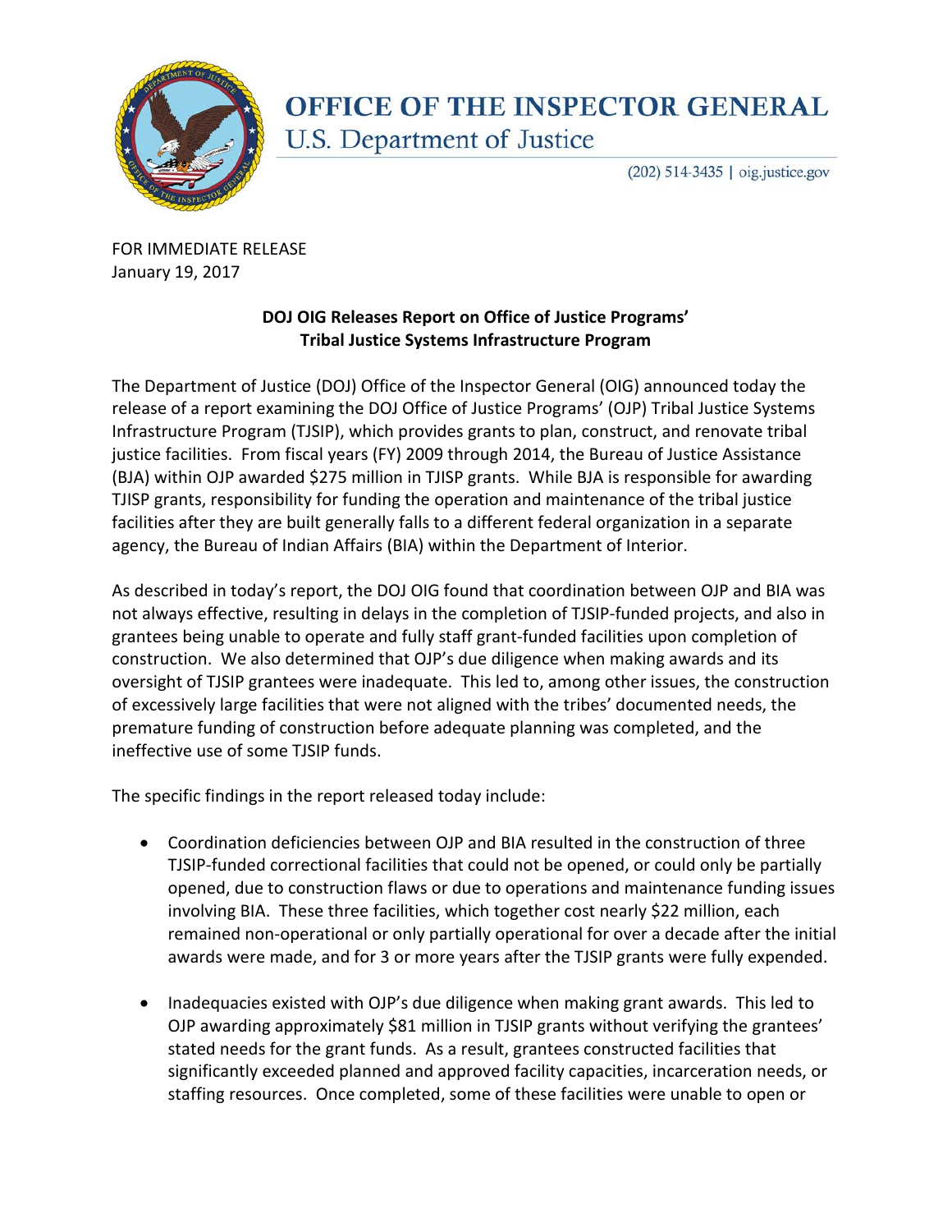# OFFICE OF THE INSPECTOR GENERAL
## U.S. Department of Justice

(202) 514-3435 | oig.justice.gov

FOR IMMEDIATE RELEASE
January 19, 2017

**DOJ OIG Releases Report on Office of Justice Programs' Tribal Justice Systems Infrastructure Program**

The Department of Justice (DOJ) Office of the Inspector General (OIG) announced today the release of a report examining the DOJ Office of Justice Programs' (OJP) Tribal Justice Systems Infrastructure Program (TJSIP), which provides grants to plan, construct, and renovate tribal justice facilities. From fiscal years (FY) 2009 through 2014, the Bureau of Justice Assistance (BJA) within OJP awarded $275 million in TJISP grants. While BJA is responsible for awarding TJISP grants, responsibility for funding the operation and maintenance of the tribal justice facilities after they are built generally falls to a different federal organization in a separate agency, the Bureau of Indian Affairs (BIA) within the Department of Interior.

As described in today's report, the DOJ OIG found that coordination between OJP and BIA was not always effective, resulting in delays in the completion of TJSIP-funded projects, and also in grantees being unable to operate and fully staff grant-funded facilities upon completion of construction. We also determined that OJP's due diligence when making awards and its oversight of TJSIP grantees were inadequate. This led to, among other issues, the construction of excessively large facilities that were not aligned with the tribes' documented needs, the premature funding of construction before adequate planning was completed, and the ineffective use of some TJSIP funds.

The specific findings in the report released today include:

- Coordination deficiencies between OJP and BIA resulted in the construction of three TJSIP-funded correctional facilities that could not be opened, or could only be partially opened, due to construction flaws or due to operations and maintenance funding issues involving BIA. These three facilities, which together cost nearly $22 million, each remained non-operational or only partially operational for over a decade after the initial awards were made, and for 3 or more years after the TJSIP grants were fully expended.

- Inadequacies existed with OJP's due diligence when making grant awards. This led to OJP awarding approximately $81 million in TJSIP grants without verifying the grantees' stated needs for the grant funds. As a result, grantees constructed facilities that significantly exceeded planned and approved facility capacities, incarceration needs, or staffing resources. Once completed, some of these facilities were unable to open or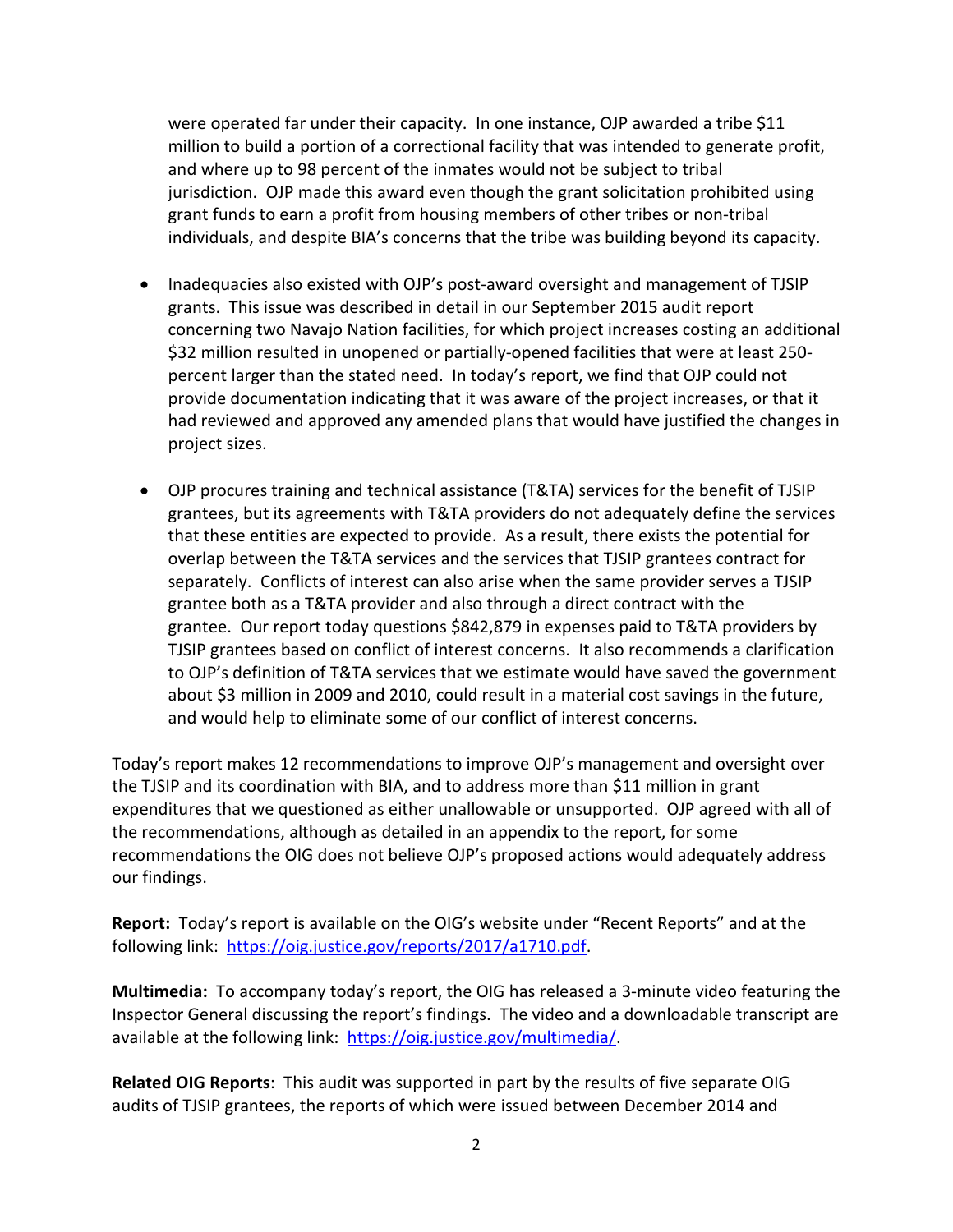were operated far under their capacity. In one instance, OJP awarded a tribe $11 million to build a portion of a correctional facility that was intended to generate profit, and where up to 98 percent of the inmates would not be subject to tribal jurisdiction. OJP made this award even though the grant solicitation prohibited using grant funds to earn a profit from housing members of other tribes or non-tribal individuals, and despite BIA's concerns that the tribe was building beyond its capacity.

- Inadequacies also existed with OJP's post-award oversight and management of TJSIP grants. This issue was described in detail in our September 2015 audit report concerning two Navajo Nation facilities, for which project increases costing an additional $32 million resulted in unopened or partially-opened facilities that were at least 250-percent larger than the stated need. In today's report, we find that OJP could not provide documentation indicating that it was aware of the project increases, or that it had reviewed and approved any amended plans that would have justified the changes in project sizes.

- OJP procures training and technical assistance (T&TA) services for the benefit of TJSIP grantees, but its agreements with T&TA providers do not adequately define the services that these entities are expected to provide. As a result, there exists the potential for overlap between the T&TA services and the services that TJSIP grantees contract for separately. Conflicts of interest can also arise when the same provider serves a TJSIP grantee both as a T&TA provider and also through a direct contract with the grantee. Our report today questions $842,879 in expenses paid to T&TA providers by TJSIP grantees based on conflict of interest concerns. It also recommends a clarification to OJP's definition of T&TA services that we estimate would have saved the government about $3 million in 2009 and 2010, could result in a material cost savings in the future, and would help to eliminate some of our conflict of interest concerns.

Today's report makes 12 recommendations to improve OJP's management and oversight over the TJSIP and its coordination with BIA, and to address more than $11 million in grant expenditures that we questioned as either unallowable or unsupported. OJP agreed with all of the recommendations, although as detailed in an appendix to the report, for some recommendations the OIG does not believe OJP's proposed actions would adequately address our findings.

**Report:** Today's report is available on the OIG's website under "Recent Reports" and at the following link: https://oig.justice.gov/reports/2017/a1710.pdf.

**Multimedia:** To accompany today's report, the OIG has released a 3-minute video featuring the Inspector General discussing the report's findings. The video and a downloadable transcript are available at the following link: https://oig.justice.gov/multimedia/.

**Related OIG Reports**: This audit was supported in part by the results of five separate OIG audits of TJSIP grantees, the reports of which were issued between December 2014 and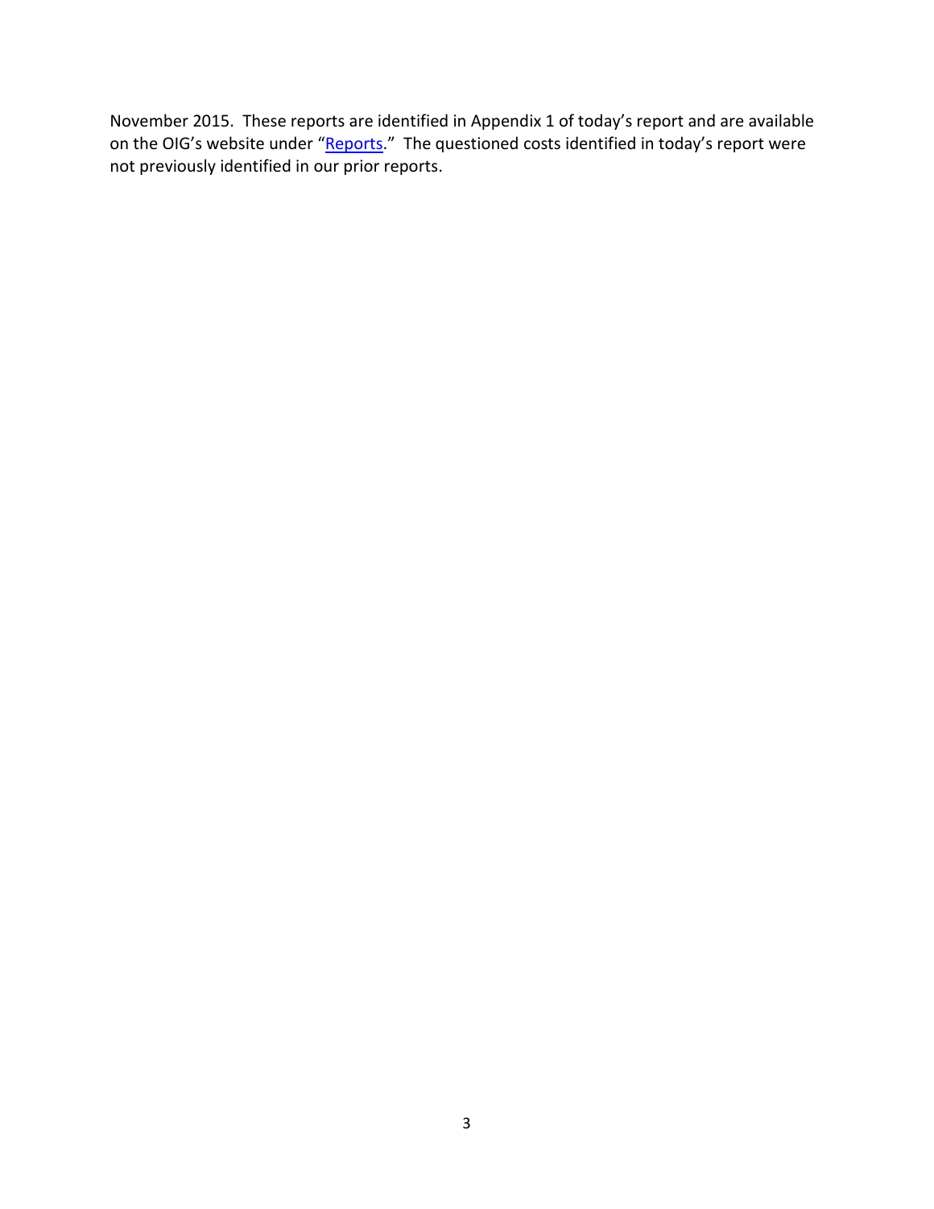November 2015. These reports are identified in Appendix 1 of today's report and are available on the OIG's website under "Reports." The questioned costs identified in today's report were not previously identified in our prior reports.